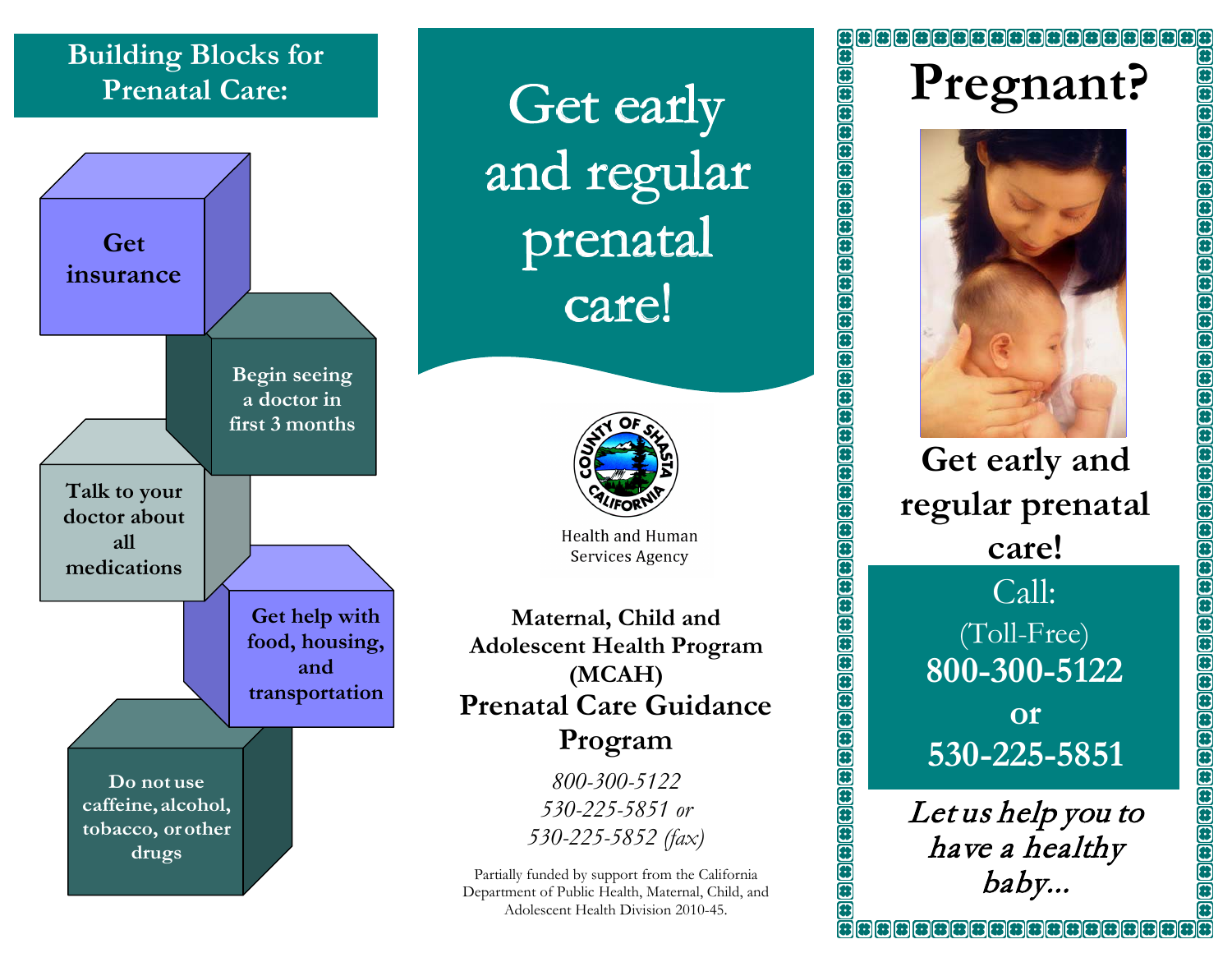## Building Blocks for Prenatal Care:

- Get insurance
- Begin seeing a doctor in first 3 months
- Talk to your doctor about all medications
- Get help with food, housing, and transportation
- Do not use caffeine, alcohol, tobacco, or other drugs

# Get early and regular prenatal care!

Health and Human Services Agency

**Maternal, Child and Adolescent Health Program (MCAH)**

## Prenatal Care Guidance Program

*800-300-5122*
*530-225-5851 or*
*530-225-5852 (fax)*

Partially funded by support from the California Department of Public Health, Maternal, Child, and Adolescent Health Division 2010-45.

# Pregnant?

**Get early and regular prenatal care!**

Call:
(Toll-Free)
**800-300-5122**
**or**
**530-225-5851**

*Let us help you to have a healthy baby…*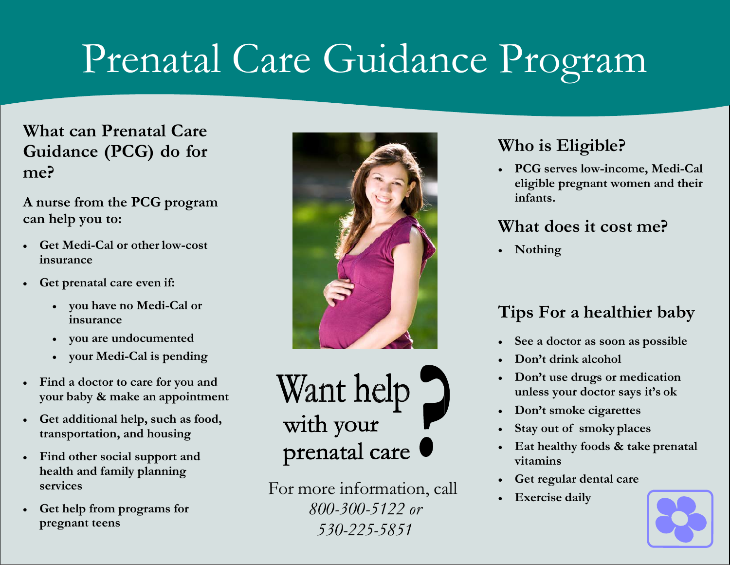# Prenatal Care Guidance Program

## What can Prenatal Care Guidance (PCG) do for me?

**A nurse from the PCG program can help you to:**

- **Get Medi-Cal or other low-cost insurance**
- **Get prenatal care even if:**
  - **you have no Medi-Cal or insurance**
  - **you are undocumented**
  - **your Medi-Cal is pending**
- **Find a doctor to care for you and your baby & make an appointment**
- **Get additional help, such as food, transportation, and housing**
- **Find other social support and health and family planning services**
- **Get help from programs for pregnant teens**

Want help with your prenatal care?

For more information, call
*800-300-5122 or*
*530-225-5851*

## Who is Eligible?

- **PCG serves low-income, Medi-Cal eligible pregnant women and their infants.**

## What does it cost me?

- **Nothing**

## Tips For a healthier baby

- **See a doctor as soon as possible**
- **Don't drink alcohol**
- **Don't use drugs or medication unless your doctor says it's ok**
- **Don't smoke cigarettes**
- **Stay out of smoky places**
- **Eat healthy foods & take prenatal vitamins**
- **Get regular dental care**
- **Exercise daily**